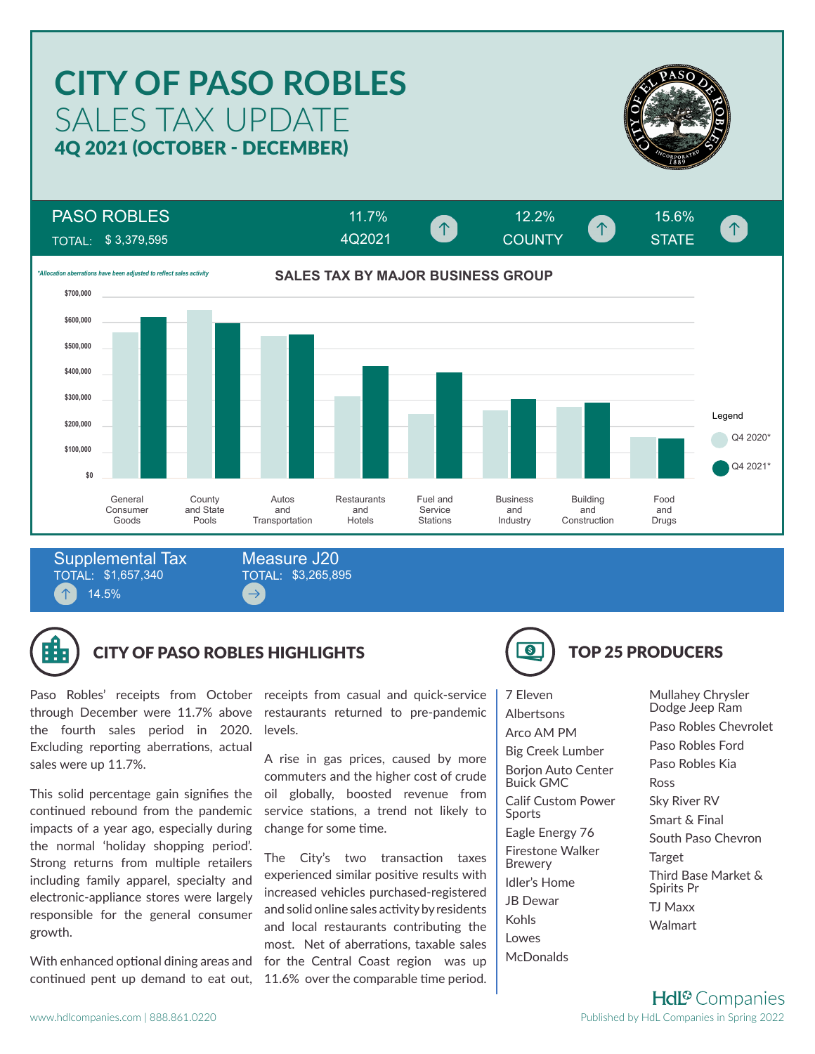# CITY OF PASO ROBLES

## SALES TAX UPDATE

### 4Q 2021 (OCTOBER - DECEMBER)

| PASO ROBLES | 11.7% | 12.2% | 15.6% |
|---|---|---|---|
| TOTAL: $ 3,379,595 | 4Q2021 ↑ | COUNTY ↑ | STATE ↑ |

*\*Allocation aberrations have been adjusted to reflect sales activity*

**SALES TAX BY MAJOR BUSINESS GROUP**

Legend: Q4 2020\*, Q4 2021\*

Business groups: General Consumer Goods; County and State Pools; Autos and Transportation; Restaurants and Hotels; Fuel and Service Stations; Business and Industry; Building and Construction; Food and Drugs

**Supplemental Tax**
TOTAL: $1,657,340
↑ 14.5%

**Measure J20**
TOTAL: $3,265,895
→

## CITY OF PASO ROBLES HIGHLIGHTS

Paso Robles' receipts from October through December were 11.7% above the fourth sales period in 2020. Excluding reporting aberrations, actual sales were up 11.7%.

This solid percentage gain signifies the continued rebound from the pandemic impacts of a year ago, especially during the normal 'holiday shopping period'. Strong returns from multiple retailers including family apparel, specialty and electronic-appliance stores were largely responsible for the general consumer growth.

With enhanced optional dining areas and continued pent up demand to eat out, receipts from casual and quick-service restaurants returned to pre-pandemic levels.

A rise in gas prices, caused by more commuters and the higher cost of crude oil globally, boosted revenue from service stations, a trend not likely to change for some time.

The City's two transaction taxes experienced similar positive results with increased vehicles purchased-registered and solid online sales activity by residents and local restaurants contributing the most. Net of aberrations, taxable sales for the Central Coast region was up 11.6% over the comparable time period.

## TOP 25 PRODUCERS

- 7 Eleven
- Albertsons
- Arco AM PM
- Big Creek Lumber
- Borjon Auto Center Buick GMC
- Calif Custom Power Sports
- Eagle Energy 76
- Firestone Walker Brewery
- Idler's Home
- JB Dewar
- Kohls
- Lowes
- McDonalds
- Mullahey Chrysler Dodge Jeep Ram
- Paso Robles Chevrolet
- Paso Robles Ford
- Paso Robles Kia
- Ross
- Sky River RV
- Smart & Final
- South Paso Chevron
- Target
- Third Base Market & Spirits Pr
- TJ Maxx
- Walmart

HdL Companies

www.hdlcompanies.com | 888.861.0220

Published by HdL Companies in Spring 2022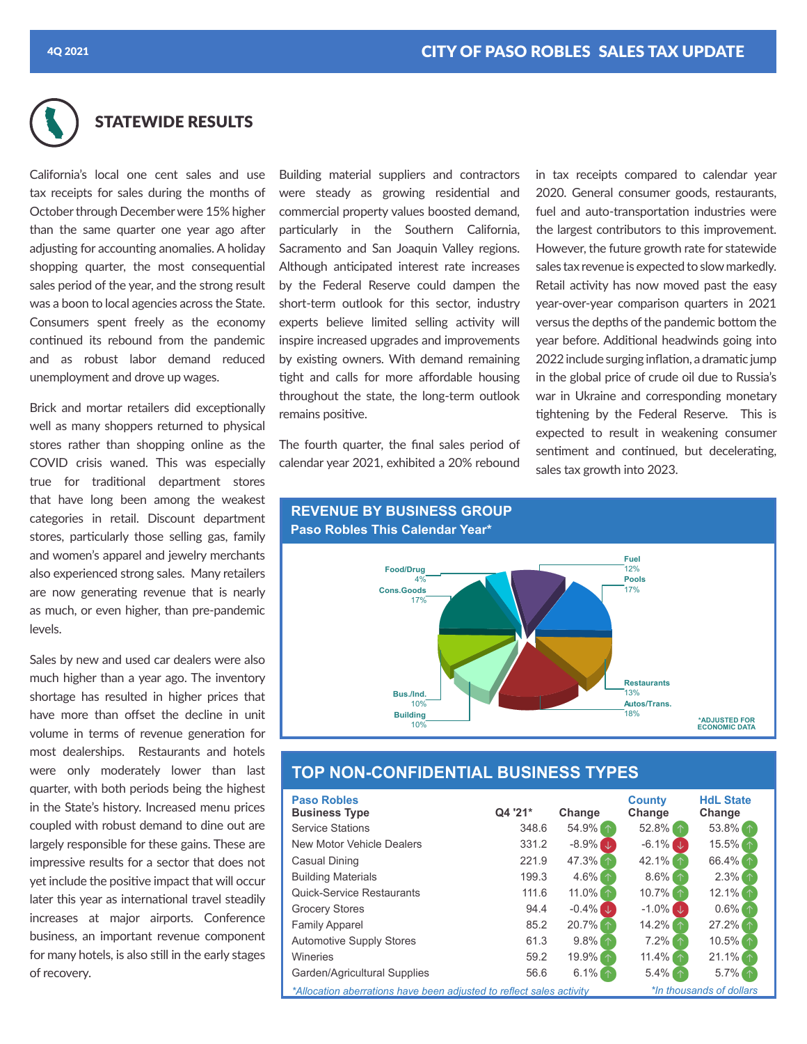## STATEWIDE RESULTS

California's local one cent sales and use tax receipts for sales during the months of October through December were 15% higher than the same quarter one year ago after adjusting for accounting anomalies. A holiday shopping quarter, the most consequential sales period of the year, and the strong result was a boon to local agencies across the State. Consumers spent freely as the economy continued its rebound from the pandemic and as robust labor demand reduced unemployment and drove up wages.

Brick and mortar retailers did exceptionally well as many shoppers returned to physical stores rather than shopping online as the COVID crisis waned. This was especially true for traditional department stores that have long been among the weakest categories in retail. Discount department stores, particularly those selling gas, family and women's apparel and jewelry merchants also experienced strong sales. Many retailers are now generating revenue that is nearly as much, or even higher, than pre-pandemic levels.

Sales by new and used car dealers were also much higher than a year ago. The inventory shortage has resulted in higher prices that have more than offset the decline in unit volume in terms of revenue generation for most dealerships. Restaurants and hotels were only moderately lower than last quarter, with both periods being the highest in the State's history. Increased menu prices coupled with robust demand to dine out are largely responsible for these gains. These are impressive results for a sector that does not yet include the positive impact that will occur later this year as international travel steadily increases at major airports. Conference business, an important revenue component for many hotels, is also still in the early stages of recovery.

Building material suppliers and contractors were steady as growing residential and commercial property values boosted demand, particularly in the Southern California, Sacramento and San Joaquin Valley regions. Although anticipated interest rate increases by the Federal Reserve could dampen the short-term outlook for this sector, industry experts believe limited selling activity will inspire increased upgrades and improvements by existing owners. With demand remaining tight and calls for more affordable housing throughout the state, the long-term outlook remains positive.

The fourth quarter, the final sales period of calendar year 2021, exhibited a 20% rebound in tax receipts compared to calendar year 2020. General consumer goods, restaurants, fuel and auto-transportation industries were the largest contributors to this improvement. However, the future growth rate for statewide sales tax revenue is expected to slow markedly. Retail activity has now moved past the easy year-over-year comparison quarters in 2021 versus the depths of the pandemic bottom the year before. Additional headwinds going into 2022 include surging inflation, a dramatic jump in the global price of crude oil due to Russia's war in Ukraine and corresponding monetary tightening by the Federal Reserve. This is expected to result in weakening consumer sentiment and continued, but decelerating, sales tax growth into 2023.

## REVENUE BY BUSINESS GROUP

**Paso Robles This Calendar Year***

Fuel 12%
Pools 17%
Restaurants 13%
Autos/Trans. 18%
Building 10%
Bus./Ind. 10%
Cons.Goods 17%
Food/Drug 4%

*ADJUSTED FOR ECONOMIC DATA

## TOP NON-CONFIDENTIAL BUSINESS TYPES

| Paso Robles Business Type | Q4 '21* | Change | County Change | HdL State Change |
|---|---|---|---|---|
| Service Stations | 348.6 | 54.9% ↑ | 52.8% ↑ | 53.8% ↑ |
| New Motor Vehicle Dealers | 331.2 | -8.9% ↓ | -6.1% ↓ | 15.5% ↑ |
| Casual Dining | 221.9 | 47.3% ↑ | 42.1% ↑ | 66.4% ↑ |
| Building Materials | 199.3 | 4.6% ↑ | 8.6% ↑ | 2.3% ↑ |
| Quick-Service Restaurants | 111.6 | 11.0% ↑ | 10.7% ↑ | 12.1% ↑ |
| Grocery Stores | 94.4 | -0.4% ↓ | -1.0% ↓ | 0.6% ↑ |
| Family Apparel | 85.2 | 20.7% ↑ | 14.2% ↑ | 27.2% ↑ |
| Automotive Supply Stores | 61.3 | 9.8% ↑ | 7.2% ↑ | 10.5% ↑ |
| Wineries | 59.2 | 19.9% ↑ | 11.4% ↑ | 21.1% ↑ |
| Garden/Agricultural Supplies | 56.6 | 6.1% ↑ | 5.4% ↑ | 5.7% ↑ |

*Allocation aberrations have been adjusted to reflect sales activity*

*In thousands of dollars